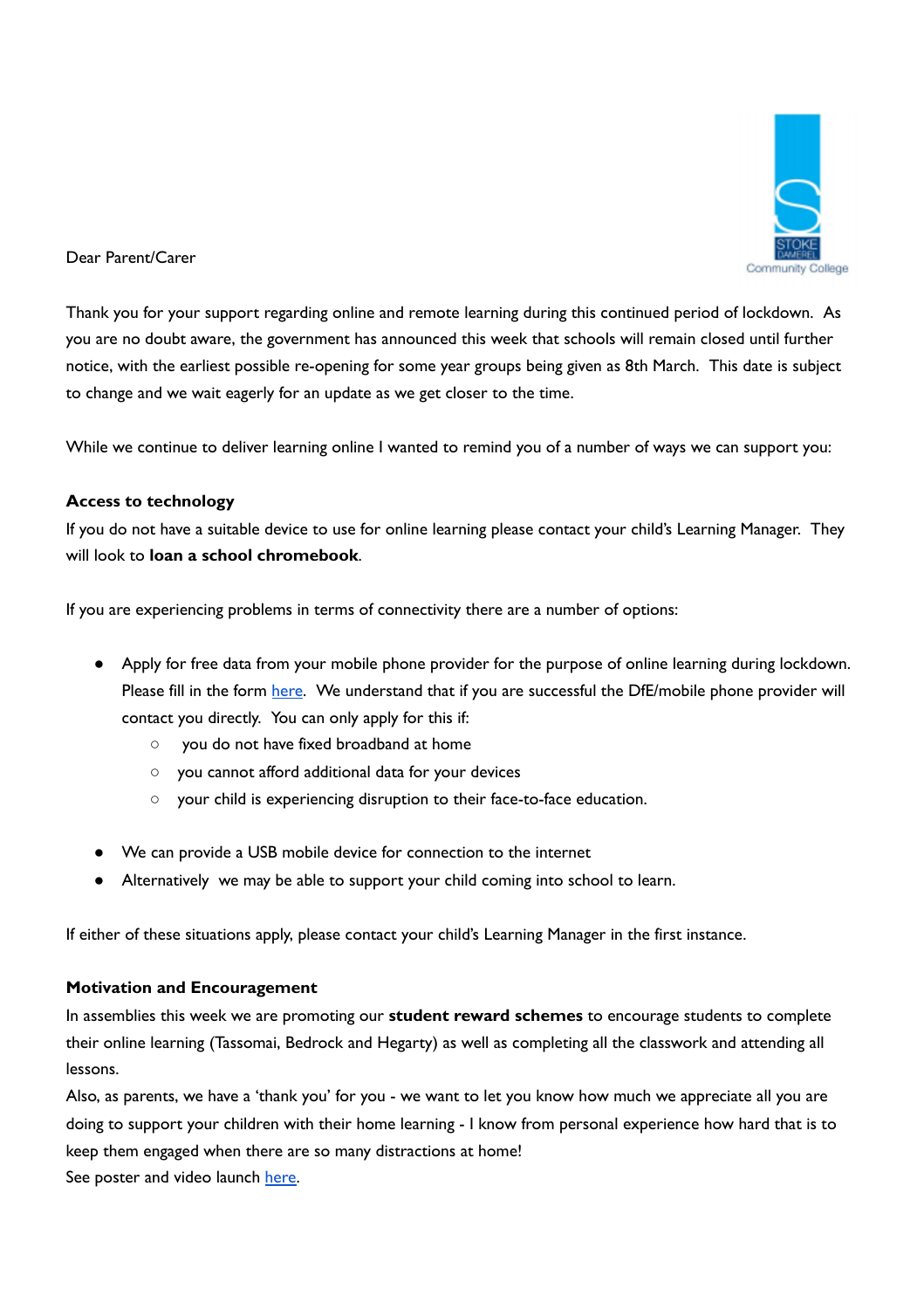Dear Parent/Carer

Thank you for your support regarding online and remote learning during this continued period of lockdown. As you are no doubt aware, the government has announced this week that schools will remain closed until further notice, with the earliest possible re-opening for some year groups being given as 8th March. This date is subject to change and we wait eagerly for an update as we get closer to the time.

While we continue to deliver learning online I wanted to remind you of a number of ways we can support you:

**Access to technology**

If you do not have a suitable device to use for online learning please contact your child's Learning Manager. They will look to **loan a school chromebook**.

If you are experiencing problems in terms of connectivity there are a number of options:

- Apply for free data from your mobile phone provider for the purpose of online learning during lockdown. Please fill in the form here. We understand that if you are successful the DfE/mobile phone provider will contact you directly. You can only apply for this if:
  - you do not have fixed broadband at home
  - you cannot afford additional data for your devices
  - your child is experiencing disruption to their face-to-face education.
- We can provide a USB mobile device for connection to the internet
- Alternatively we may be able to support your child coming into school to learn.

If either of these situations apply, please contact your child's Learning Manager in the first instance.

**Motivation and Encouragement**

In assemblies this week we are promoting our **student reward schemes** to encourage students to complete their online learning (Tassomai, Bedrock and Hegarty) as well as completing all the classwork and attending all lessons.

Also, as parents, we have a 'thank you' for you - we want to let you know how much we appreciate all you are doing to support your children with their home learning - I know from personal experience how hard that is to keep them engaged when there are so many distractions at home!

See poster and video launch here.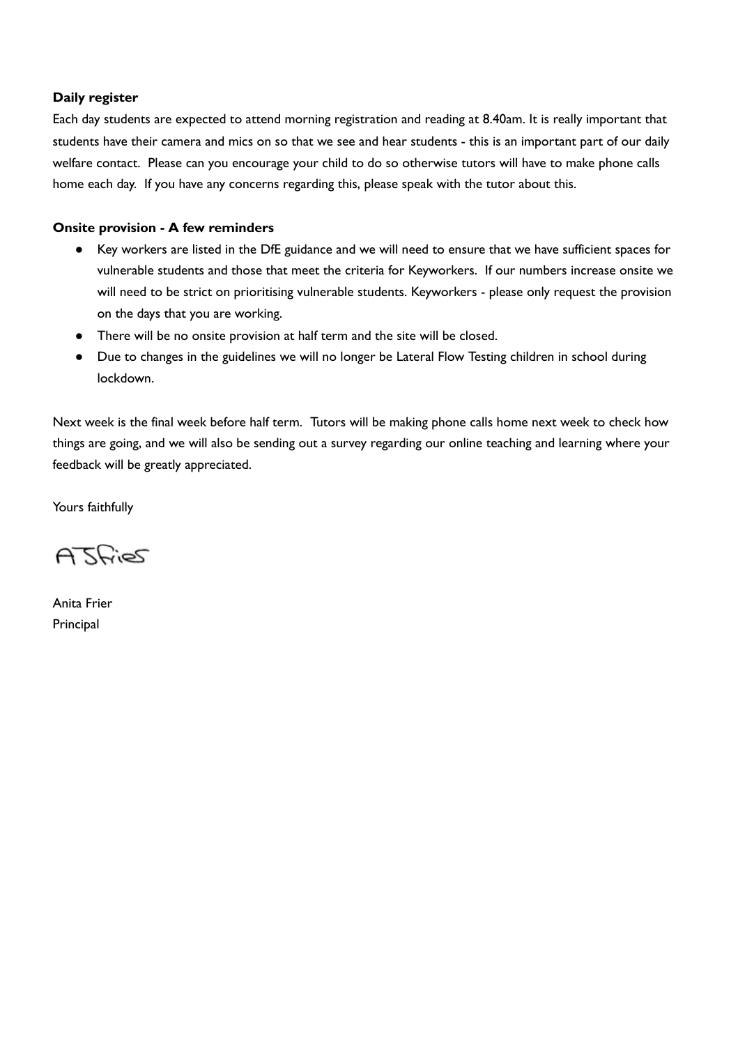**Daily register**

Each day students are expected to attend morning registration and reading at 8.40am. It is really important that students have their camera and mics on so that we see and hear students - this is an important part of our daily welfare contact. Please can you encourage your child to do so otherwise tutors will have to make phone calls home each day. If you have any concerns regarding this, please speak with the tutor about this.

**Onsite provision - A few reminders**

- Key workers are listed in the DfE guidance and we will need to ensure that we have sufficient spaces for vulnerable students and those that meet the criteria for Keyworkers. If our numbers increase onsite we will need to be strict on prioritising vulnerable students. Keyworkers - please only request the provision on the days that you are working.
- There will be no onsite provision at half term and the site will be closed.
- Due to changes in the guidelines we will no longer be Lateral Flow Testing children in school during lockdown.

Next week is the final week before half term. Tutors will be making phone calls home next week to check how things are going, and we will also be sending out a survey regarding our online teaching and learning where your feedback will be greatly appreciated.

Yours faithfully

AJFrier

Anita Frier
Principal